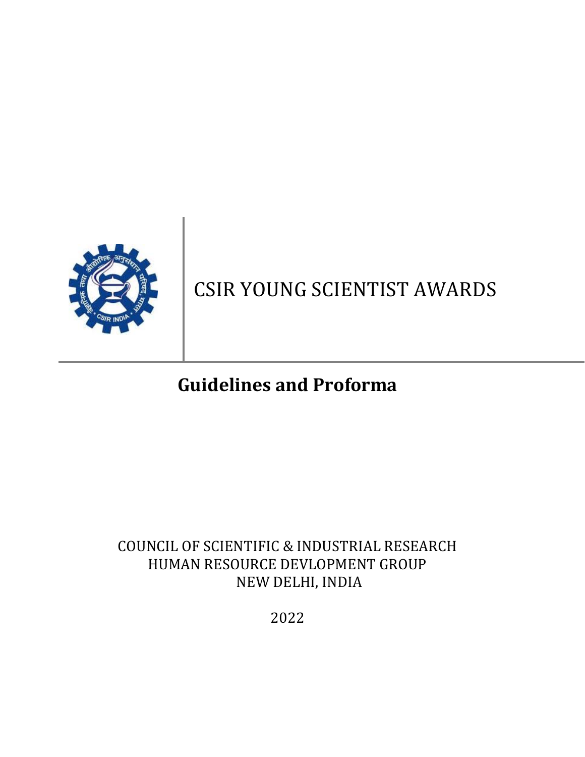# CSIR YOUNG SCIENTIST AWARDS

## Guidelines and Proforma

COUNCIL OF SCIENTIFIC & INDUSTRIAL RESEARCH
HUMAN RESOURCE DEVLOPMENT GROUP
NEW DELHI, INDIA

2022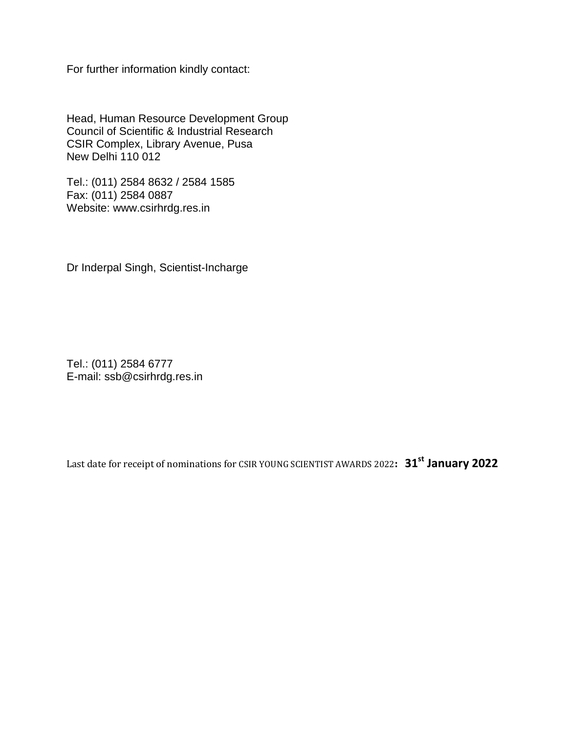For further information kindly contact:

Head, Human Resource Development Group
Council of Scientific & Industrial Research
CSIR Complex, Library Avenue, Pusa
New Delhi 110 012

Tel.: (011) 2584 8632 / 2584 1585
Fax: (011) 2584 0887
Website: www.csirhrdg.res.in

Dr Inderpal Singh, Scientist-Incharge

Tel.: (011) 2584 6777
E-mail: ssb@csirhrdg.res.in

Last date for receipt of nominations for CSIR YOUNG SCIENTIST AWARDS 2022**: 31st January 2022**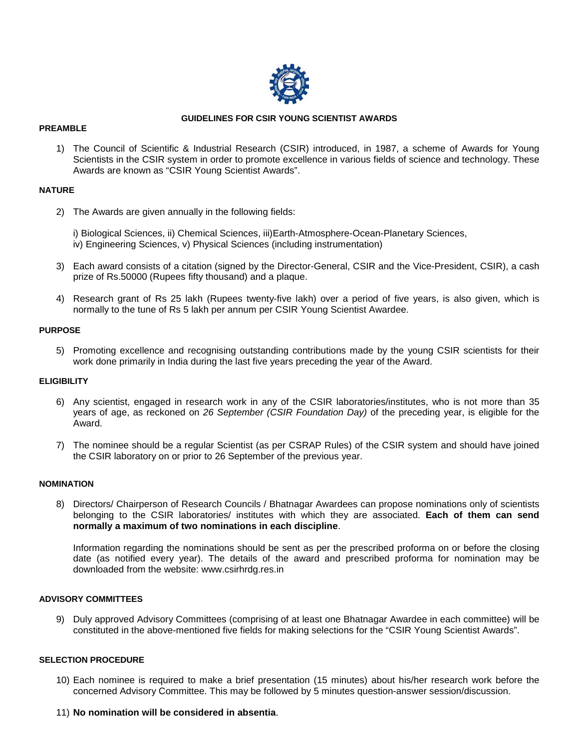# GUIDELINES FOR CSIR YOUNG SCIENTIST AWARDS

## PREAMBLE

1) The Council of Scientific & Industrial Research (CSIR) introduced, in 1987, a scheme of Awards for Young Scientists in the CSIR system in order to promote excellence in various fields of science and technology. These Awards are known as "CSIR Young Scientist Awards".

## NATURE

2) The Awards are given annually in the following fields:

   i) Biological Sciences, ii) Chemical Sciences, iii)Earth-Atmosphere-Ocean-Planetary Sciences,
   iv) Engineering Sciences, v) Physical Sciences (including instrumentation)

3) Each award consists of a citation (signed by the Director-General, CSIR and the Vice-President, CSIR), a cash prize of Rs.50000 (Rupees fifty thousand) and a plaque.

4) Research grant of Rs 25 lakh (Rupees twenty-five lakh) over a period of five years, is also given, which is normally to the tune of Rs 5 lakh per annum per CSIR Young Scientist Awardee.

## PURPOSE

5) Promoting excellence and recognising outstanding contributions made by the young CSIR scientists for their work done primarily in India during the last five years preceding the year of the Award.

## ELIGIBILITY

6) Any scientist, engaged in research work in any of the CSIR laboratories/institutes, who is not more than 35 years of age, as reckoned on *26 September (CSIR Foundation Day)* of the preceding year, is eligible for the Award.

7) The nominee should be a regular Scientist (as per CSRAP Rules) of the CSIR system and should have joined the CSIR laboratory on or prior to 26 September of the previous year.

## NOMINATION

8) Directors/ Chairperson of Research Councils / Bhatnagar Awardees can propose nominations only of scientists belonging to the CSIR laboratories/ institutes with which they are associated. **Each of them can send normally a maximum of two nominations in each discipline**.

   Information regarding the nominations should be sent as per the prescribed proforma on or before the closing date (as notified every year). The details of the award and prescribed proforma for nomination may be downloaded from the website: www.csirhrdg.res.in

## ADVISORY COMMITTEES

9) Duly approved Advisory Committees (comprising of at least one Bhatnagar Awardee in each committee) will be constituted in the above-mentioned five fields for making selections for the "CSIR Young Scientist Awards".

## SELECTION PROCEDURE

10) Each nominee is required to make a brief presentation (15 minutes) about his/her research work before the concerned Advisory Committee. This may be followed by 5 minutes question-answer session/discussion.

11) **No nomination will be considered in absentia**.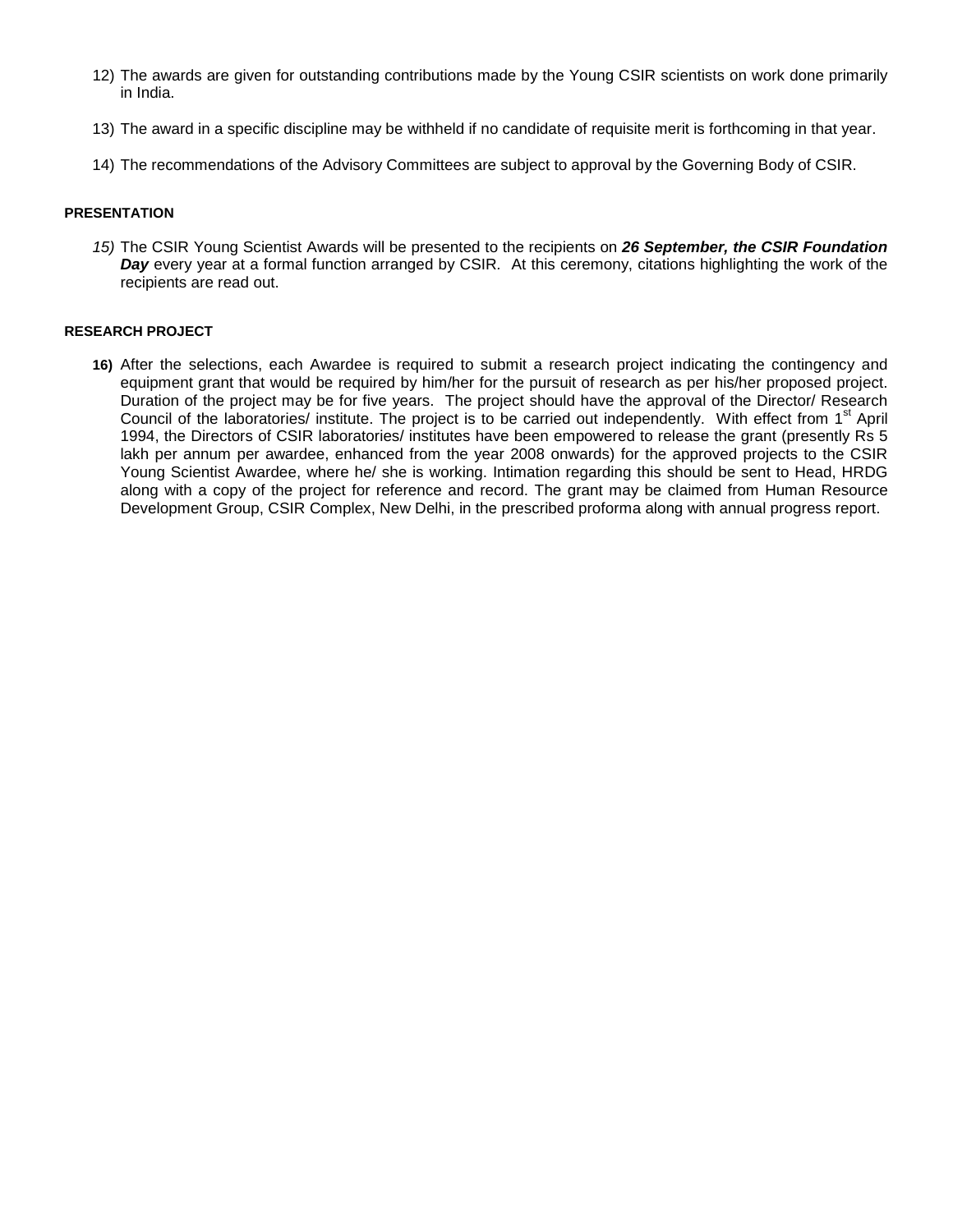12) The awards are given for outstanding contributions made by the Young CSIR scientists on work done primarily in India.

13) The award in a specific discipline may be withheld if no candidate of requisite merit is forthcoming in that year.

14) The recommendations of the Advisory Committees are subject to approval by the Governing Body of CSIR.

**PRESENTATION**

*15)* The CSIR Young Scientist Awards will be presented to the recipients on ***26 September, the CSIR Foundation Day*** every year at a formal function arranged by CSIR. At this ceremony, citations highlighting the work of the recipients are read out.

**RESEARCH PROJECT**

**16)** After the selections, each Awardee is required to submit a research project indicating the contingency and equipment grant that would be required by him/her for the pursuit of research as per his/her proposed project. Duration of the project may be for five years. The project should have the approval of the Director/ Research Council of the laboratories/ institute. The project is to be carried out independently. With effect from 1st April 1994, the Directors of CSIR laboratories/ institutes have been empowered to release the grant (presently Rs 5 lakh per annum per awardee, enhanced from the year 2008 onwards) for the approved projects to the CSIR Young Scientist Awardee, where he/ she is working. Intimation regarding this should be sent to Head, HRDG along with a copy of the project for reference and record. The grant may be claimed from Human Resource Development Group, CSIR Complex, New Delhi, in the prescribed proforma along with annual progress report.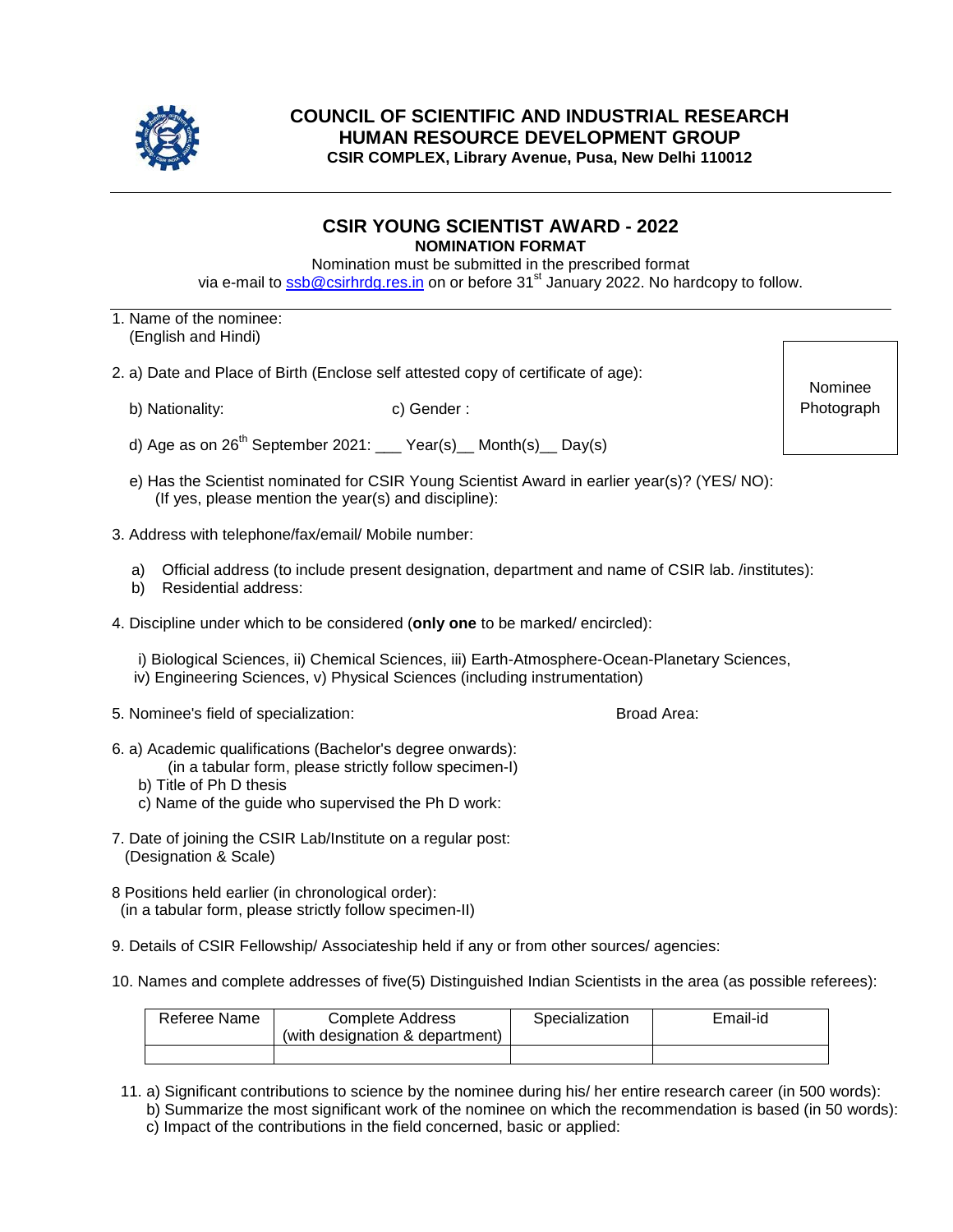# COUNCIL OF SCIENTIFIC AND INDUSTRIAL RESEARCH
## HUMAN RESOURCE DEVELOPMENT GROUP
**CSIR COMPLEX, Library Avenue, Pusa, New Delhi 110012**

---

## CSIR YOUNG SCIENTIST AWARD - 2022
**NOMINATION FORMAT**

Nomination must be submitted in the prescribed format via e-mail to ssb@csirhrdg.res.in on or before 31st January 2022. No hardcopy to follow.

---

1. Name of the nominee:
   (English and Hindi)

2. a) Date and Place of Birth (Enclose self attested copy of certificate of age):

   Nominee Photograph

   b) Nationality: c) Gender :

   d) Age as on 26th September 2021: ___ Year(s)__ Month(s)__ Day(s)

   e) Has the Scientist nominated for CSIR Young Scientist Award in earlier year(s)? (YES/ NO):
   (If yes, please mention the year(s) and discipline):

3. Address with telephone/fax/email/ Mobile number:

   a) Official address (to include present designation, department and name of CSIR lab. /institutes):
   b) Residential address:

4. Discipline under which to be considered (**only one** to be marked/ encircled):

   i) Biological Sciences, ii) Chemical Sciences, iii) Earth-Atmosphere-Ocean-Planetary Sciences, iv) Engineering Sciences, v) Physical Sciences (including instrumentation)

5. Nominee's field of specialization: Broad Area:

6. a) Academic qualifications (Bachelor's degree onwards):
   (in a tabular form, please strictly follow specimen-I)
   b) Title of Ph D thesis
   c) Name of the guide who supervised the Ph D work:

7. Date of joining the CSIR Lab/Institute on a regular post:
   (Designation & Scale)

8 Positions held earlier (in chronological order):
   (in a tabular form, please strictly follow specimen-II)

9. Details of CSIR Fellowship/ Associateship held if any or from other sources/ agencies:

10. Names and complete addresses of five(5) Distinguished Indian Scientists in the area (as possible referees):

| Referee Name | Complete Address (with designation & department) | Specialization | Email-id |
|---|---|---|---|
| | | | |

11. a) Significant contributions to science by the nominee during his/ her entire research career (in 500 words):
    b) Summarize the most significant work of the nominee on which the recommendation is based (in 50 words):
    c) Impact of the contributions in the field concerned, basic or applied: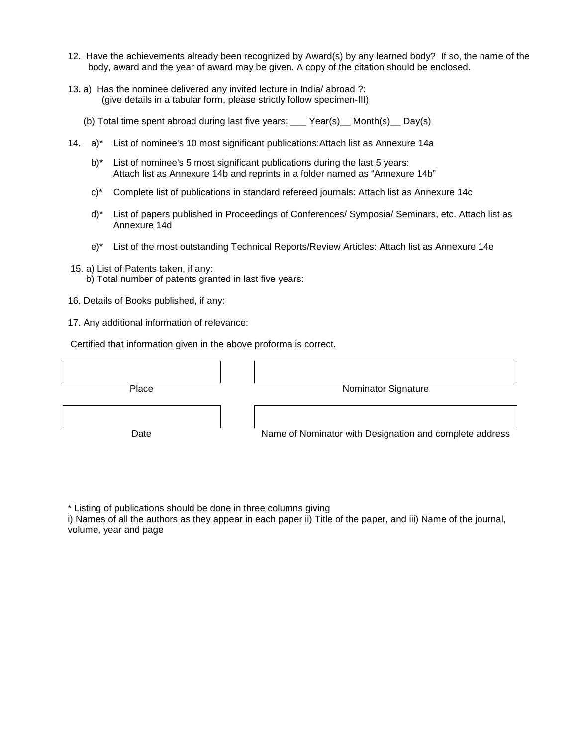12. Have the achievements already been recognized by Award(s) by any learned body? If so, the name of the body, award and the year of award may be given. A copy of the citation should be enclosed.

13. a) Has the nominee delivered any invited lecture in India/ abroad ?:
    (give details in a tabular form, please strictly follow specimen-III)

    (b) Total time spent abroad during last five years: ___ Year(s)__ Month(s)__ Day(s)

14. a)* List of nominee's 10 most significant publications:Attach list as Annexure 14a

    b)* List of nominee's 5 most significant publications during the last 5 years:
    Attach list as Annexure 14b and reprints in a folder named as "Annexure 14b"

    c)* Complete list of publications in standard refereed journals: Attach list as Annexure 14c

    d)* List of papers published in Proceedings of Conferences/ Symposia/ Seminars, etc. Attach list as Annexure 14d

    e)* List of the most outstanding Technical Reports/Review Articles: Attach list as Annexure 14e

15. a) List of Patents taken, if any:
    b) Total number of patents granted in last five years:

16. Details of Books published, if any:

17. Any additional information of relevance:

Certified that information given in the above proforma is correct.

| Place | Nominator Signature |
| --- | --- |
| | |

| Date | Name of Nominator with Designation and complete address |
| --- | --- |
| | |

\* Listing of publications should be done in three columns giving
i) Names of all the authors as they appear in each paper ii) Title of the paper, and iii) Name of the journal, volume, year and page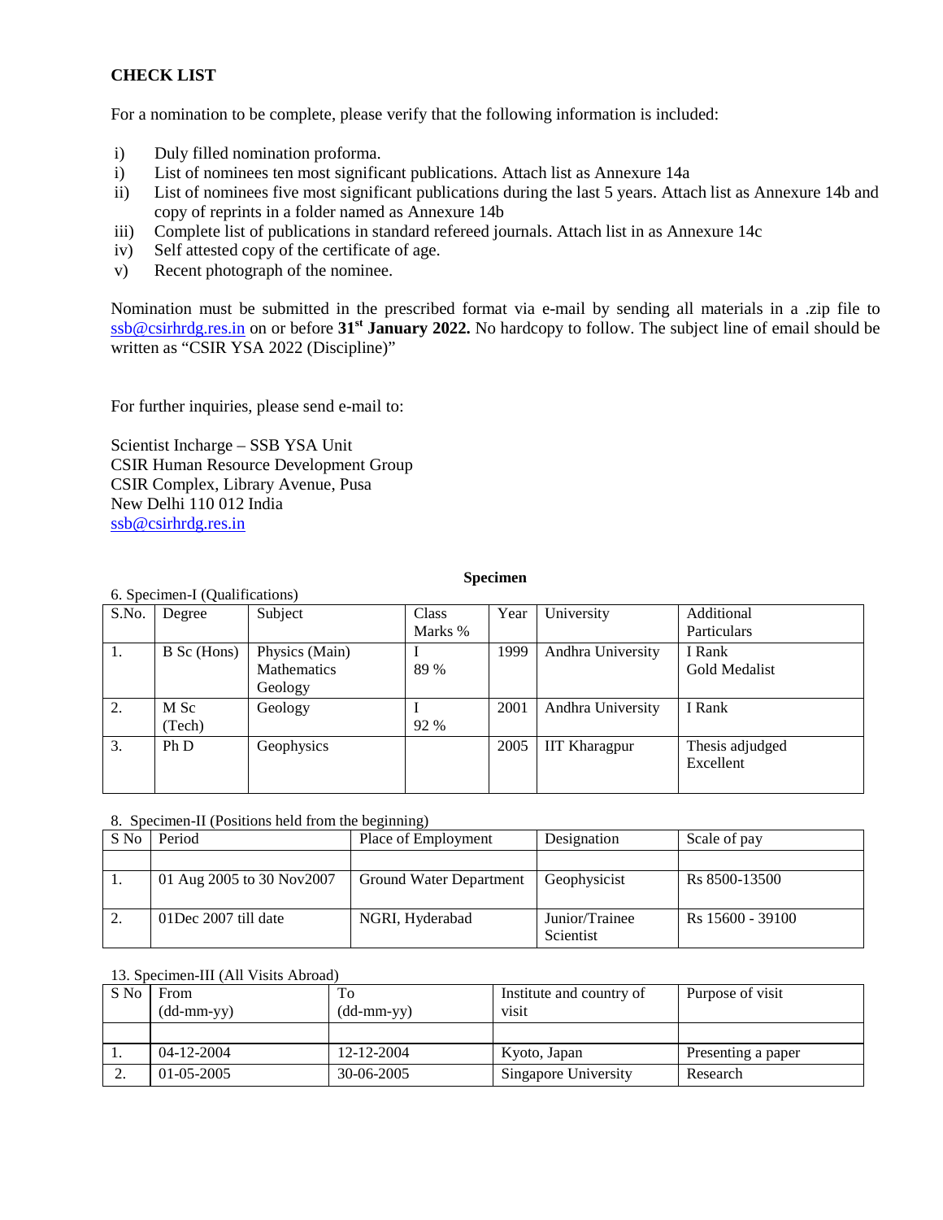## CHECK LIST

For a nomination to be complete, please verify that the following information is included:

i) Duly filled nomination proforma.
i) List of nominees ten most significant publications. Attach list as Annexure 14a
ii) List of nominees five most significant publications during the last 5 years. Attach list as Annexure 14b and copy of reprints in a folder named as Annexure 14b
iii) Complete list of publications in standard refereed journals. Attach list in as Annexure 14c
iv) Self attested copy of the certificate of age.
v) Recent photograph of the nominee.

Nomination must be submitted in the prescribed format via e-mail by sending all materials in a .zip file to ssb@csirhrdg.res.in on or before **31st January 2022.** No hardcopy to follow. The subject line of email should be written as "CSIR YSA 2022 (Discipline)"

For further inquiries, please send e-mail to:

Scientist Incharge – SSB YSA Unit
CSIR Human Resource Development Group
CSIR Complex, Library Avenue, Pusa
New Delhi 110 012 India
ssb@csirhrdg.res.in

**Specimen**

6. Specimen-I (Qualifications)

| S.No. | Degree | Subject | Class Marks % | Year | University | Additional Particulars |
|---|---|---|---|---|---|---|
| 1. | B Sc (Hons) | Physics (Main) Mathematics Geology | I 89 % | 1999 | Andhra University | I Rank Gold Medalist |
| 2. | M Sc (Tech) | Geology | I 92 % | 2001 | Andhra University | I Rank |
| 3. | Ph D | Geophysics | | 2005 | IIT Kharagpur | Thesis adjudged Excellent |

8. Specimen-II (Positions held from the beginning)

| S No | Period | Place of Employment | Designation | Scale of pay |
|---|---|---|---|---|
| | | | | |
| 1. | 01 Aug 2005 to 30 Nov2007 | Ground Water Department | Geophysicist | Rs 8500-13500 |
| 2. | 01Dec 2007 till date | NGRI, Hyderabad | Junior/Trainee Scientist | Rs 15600 - 39100 |

13. Specimen-III (All Visits Abroad)

| S No | From (dd-mm-yy) | To (dd-mm-yy) | Institute and country of visit | Purpose of visit |
|---|---|---|---|---|
| | | | | |
| 1. | 04-12-2004 | 12-12-2004 | Kyoto, Japan | Presenting a paper |
| 2. | 01-05-2005 | 30-06-2005 | Singapore University | Research |